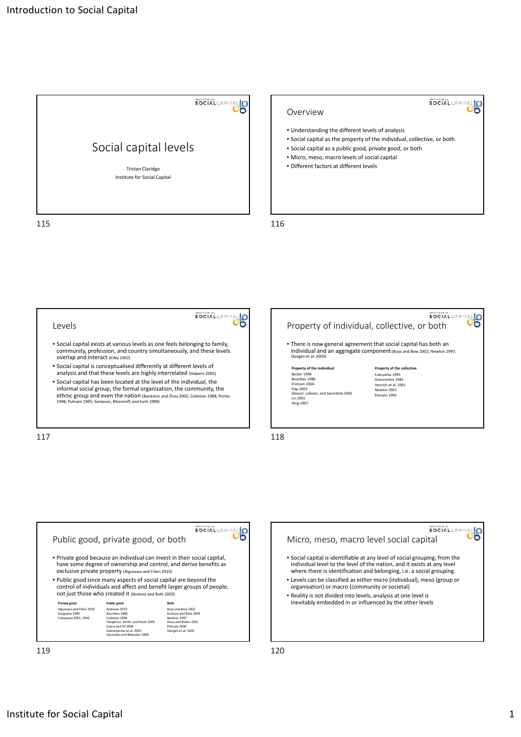# Social capital levels

Tristan Claridge

Institute for Social Capital

## Overview

- Understanding the different levels of analysis
- Social capital as the property of the individual, collective, or both
- Social capital as a public good, private good, or both
- Micro, meso, macro levels of social capital
- Different factors at different levels

## Levels

- Social capital exists at various levels as one feels belonging to family, community, profession, and country simultaneously, and these levels overlap and interact (Kilby 2002)
- Social capital is conceptualised differently at different levels of analysis and that these levels are highly interrelated (Halpern 2005)
- Social capital has been located at the level of the individual, the informal social group, the formal organization, the community, the ethnic group and even the nation (Bankston and Zhou 2002; Coleman 1988; Portes 1998; Putnam 1995; Sampson, Morenoff, and Earls 1999)

## Property of individual, collective, or both

- There is now general agreement that social capital has both an individual and an aggregate component (Buys and Bow 2002; Newton 1997; Slangen et al. 2003)

| Property of the individual | Property of the collective |
|---|---|
| Becker 1996 | Fukuyama 1995 |
| Bourdieu 1986 | Granovetter 1985 |
| Erickson 2004 | Henrich et al. 2001 |
| Flap 2002 | Newton 2001 |
| Glaeser, Laibson, and Sacerdote 2002 | Putnam 1995 |
| Lin 2001 | |
| Yang 2007 | |

## Public good, private good, or both

- Private good because an individual can invest in their social capital, have some degree of ownership and control, and derive benefits as exclusive private property (Alguezaui and Filieri 2010)
- Public good since many aspects of social capital are beyond the control of individuals and affect and benefit larger groups of people, not just those who created it (Kostova and Roth 2003)

| Private good | Public good | Both |
|---|---|---|
| Alguezaui and Filieri 2010 | Andrews 2010 | Buys and Bow 2002 |
| Dasgupta 1999 | Bourdieu 1986 | Kostova and Roth 2003 |
| Fukuyama 2001, 2002 | Coleman 1988 | Newton 1997 |
| | Houghton, Smith, and Hood 2009 | Onyx and Bullen 2001 |
| | Leana and Pil 2006 | Putnam 2000 |
| | Subramanian et al. 2003 | Slangen et al. 2003 |
| | Yasunobu and Bhandari 2009 | |

## Micro, meso, macro level social capital

- Social capital is identifiable at any level of social grouping, from the individual level to the level of the nation, and it exists at any level where there is identification and belonging, i.e. a social grouping.
- Levels can be classified as either micro (individual), meso (group or organisation) or macro (community or societal)
- Reality is not divided into levels, analysis at one level is inevitably embedded in or influenced by the other levels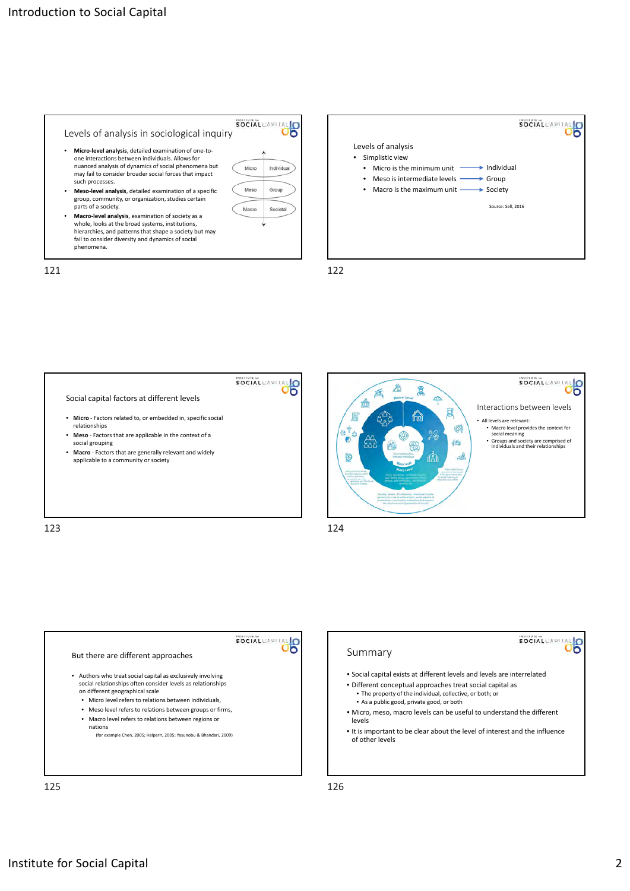## Levels of analysis in sociological inquiry

- **Micro-level analysis**, detailed examination of one-to-one interactions between individuals. Allows for nuanced analysis of dynamics of social phenomena but may fail to consider broader social forces that impact such processes.
- **Meso-level analysis**, detailed examination of a specific group, community, or organization, studies certain parts of a society.
- **Macro-level analysis**, examination of society as a whole, looks at the broad systems, institutions, hierarchies, and patterns that shape a society but may fail to consider diversity and dynamics of social phenomena.

Micro — Individual
Meso — Group
Macro — Societal

## Levels of analysis

- Simplistic view
  - Micro is the minimum unit → Individual
  - Meso is intermediate levels → Group
  - Macro is the maximum unit → Society

Source: Sell, 2016

## Social capital factors at different levels

- **Micro** - Factors related to, or embedded in, specific social relationships
- **Meso** - Factors that are applicable in the context of a social grouping
- **Macro** - Factors that are generally relevant and widely applicable to a community or society

## Interactions between levels

- All levels are relevant:
  - Macro level provides the context for social meaning
  - Groups and society are comprised of individuals and their relationships

## But there are different approaches

- Authors who treat social capital as exclusively involving social relationships often consider levels as relationships on different geographical scale
  - Micro level refers to relations between individuals,
  - Meso level refers to relations between groups or firms,
  - Macro level refers to relations between regions or nations

(for example Chen, 2005; Halpern, 2005; Yasunobu & Bhandari, 2009)

## Summary

- Social capital exists at different levels and levels are interrelated
- Different conceptual approaches treat social capital as
  - The property of the individual, collective, or both; or
  - As a public good, private good, or both
- Micro, meso, macro levels can be useful to understand the different levels
- It is important to be clear about the level of interest and the influence of other levels